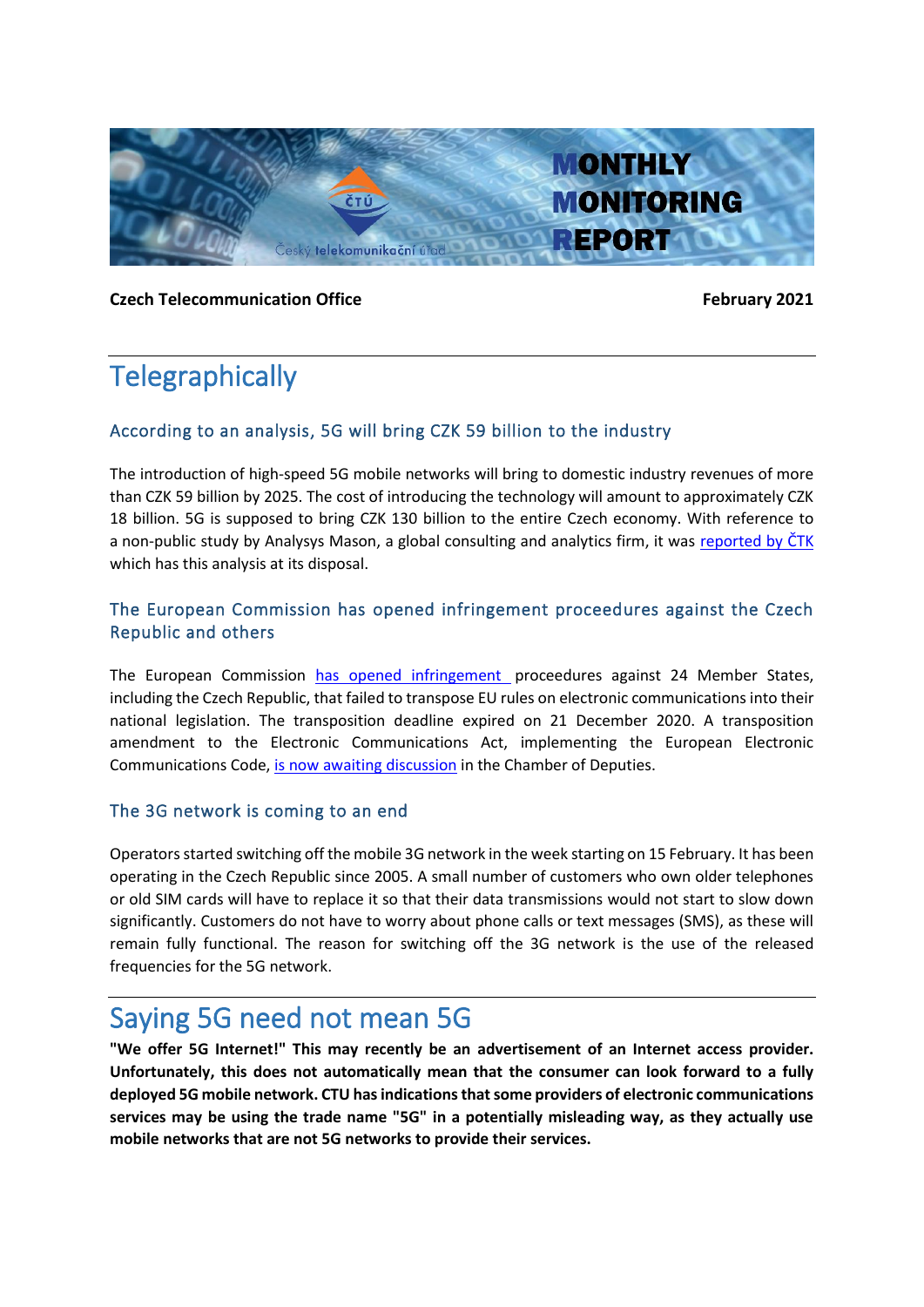# MONTHLY MONITORING REPORT

**Czech Telecommunication Office** **February 2021**

# Telegraphically

## According to an analysis, 5G will bring CZK 59 billion to the industry

The introduction of high-speed 5G mobile networks will bring to domestic industry revenues of more than CZK 59 billion by 2025. The cost of introducing the technology will amount to approximately CZK 18 billion. 5G is supposed to bring CZK 130 billion to the entire Czech economy. With reference to a non-public study by Analysys Mason, a global consulting and analytics firm, it was reported by ČTK which has this analysis at its disposal.

## The European Commission has opened infringement proceedures against the Czech Republic and others

The European Commission has opened infringement proceedures against 24 Member States, including the Czech Republic, that failed to transpose EU rules on electronic communications into their national legislation. The transposition deadline expired on 21 December 2020. A transposition amendment to the Electronic Communications Act, implementing the European Electronic Communications Code, is now awaiting discussion in the Chamber of Deputies.

## The 3G network is coming to an end

Operators started switching off the mobile 3G network in the week starting on 15 February. It has been operating in the Czech Republic since 2005. A small number of customers who own older telephones or old SIM cards will have to replace it so that their data transmissions would not start to slow down significantly. Customers do not have to worry about phone calls or text messages (SMS), as these will remain fully functional. The reason for switching off the 3G network is the use of the released frequencies for the 5G network.

# Saying 5G need not mean 5G

**"We offer 5G Internet!" This may recently be an advertisement of an Internet access provider. Unfortunately, this does not automatically mean that the consumer can look forward to a fully deployed 5G mobile network. CTU has indications that some providers of electronic communications services may be using the trade name "5G" in a potentially misleading way, as they actually use mobile networks that are not 5G networks to provide their services.**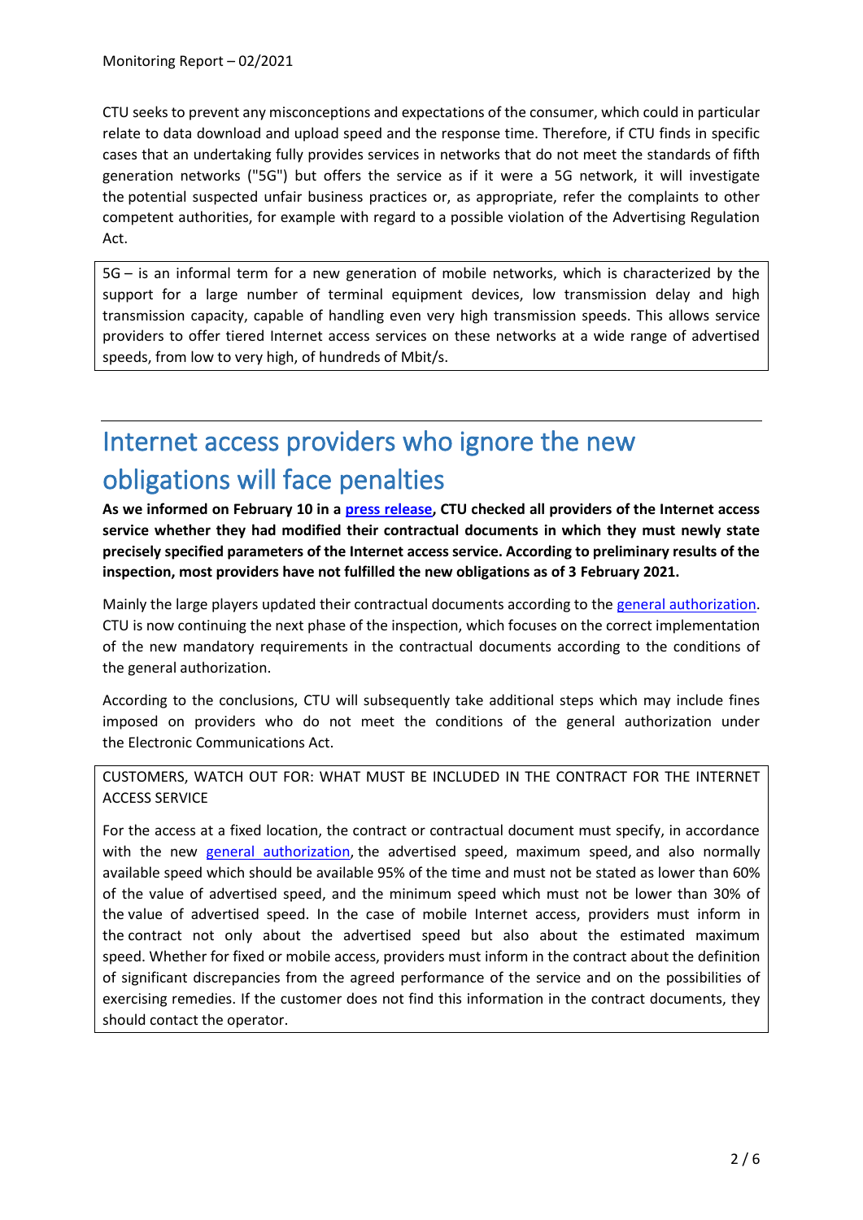CTU seeks to prevent any misconceptions and expectations of the consumer, which could in particular relate to data download and upload speed and the response time. Therefore, if CTU finds in specific cases that an undertaking fully provides services in networks that do not meet the standards of fifth generation networks ("5G") but offers the service as if it were a 5G network, it will investigate the potential suspected unfair business practices or, as appropriate, refer the complaints to other competent authorities, for example with regard to a possible violation of the Advertising Regulation Act.

> 5G – is an informal term for a new generation of mobile networks, which is characterized by the support for a large number of terminal equipment devices, low transmission delay and high transmission capacity, capable of handling even very high transmission speeds. This allows service providers to offer tiered Internet access services on these networks at a wide range of advertised speeds, from low to very high, of hundreds of Mbit/s.

## Internet access providers who ignore the new obligations will face penalties

**As we informed on February 10 in a press release, CTU checked all providers of the Internet access service whether they had modified their contractual documents in which they must newly state precisely specified parameters of the Internet access service. According to preliminary results of the inspection, most providers have not fulfilled the new obligations as of 3 February 2021.**

Mainly the large players updated their contractual documents according to the general authorization. CTU is now continuing the next phase of the inspection, which focuses on the correct implementation of the new mandatory requirements in the contractual documents according to the conditions of the general authorization.

According to the conclusions, CTU will subsequently take additional steps which may include fines imposed on providers who do not meet the conditions of the general authorization under the Electronic Communications Act.

> CUSTOMERS, WATCH OUT FOR: WHAT MUST BE INCLUDED IN THE CONTRACT FOR THE INTERNET ACCESS SERVICE
>
> For the access at a fixed location, the contract or contractual document must specify, in accordance with the new general authorization, the advertised speed, maximum speed, and also normally available speed which should be available 95% of the time and must not be stated as lower than 60% of the value of advertised speed, and the minimum speed which must not be lower than 30% of the value of advertised speed. In the case of mobile Internet access, providers must inform in the contract not only about the advertised speed but also about the estimated maximum speed. Whether for fixed or mobile access, providers must inform in the contract about the definition of significant discrepancies from the agreed performance of the service and on the possibilities of exercising remedies. If the customer does not find this information in the contract documents, they should contact the operator.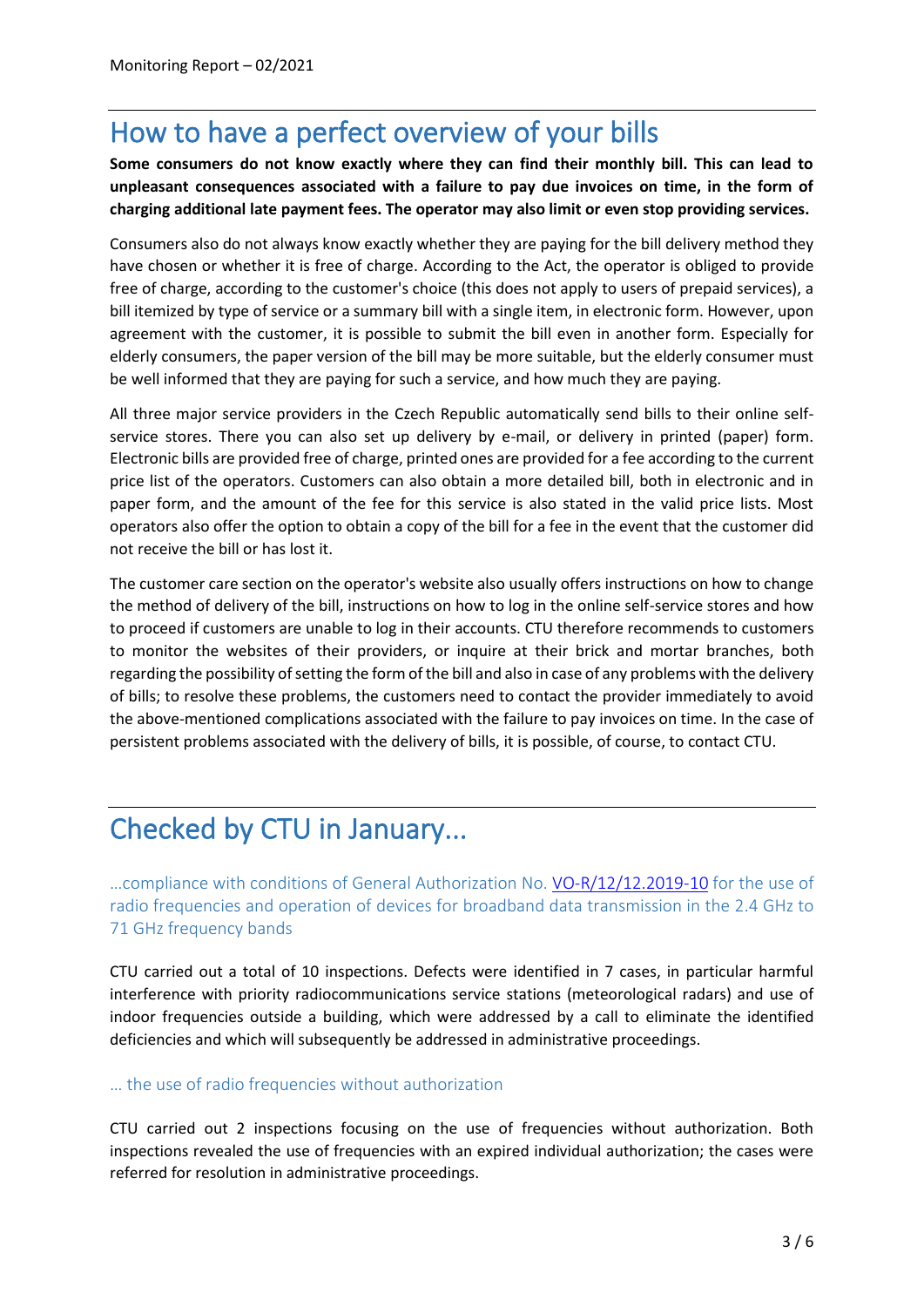# How to have a perfect overview of your bills

**Some consumers do not know exactly where they can find their monthly bill. This can lead to unpleasant consequences associated with a failure to pay due invoices on time, in the form of charging additional late payment fees. The operator may also limit or even stop providing services.**

Consumers also do not always know exactly whether they are paying for the bill delivery method they have chosen or whether it is free of charge. According to the Act, the operator is obliged to provide free of charge, according to the customer's choice (this does not apply to users of prepaid services), a bill itemized by type of service or a summary bill with a single item, in electronic form. However, upon agreement with the customer, it is possible to submit the bill even in another form. Especially for elderly consumers, the paper version of the bill may be more suitable, but the elderly consumer must be well informed that they are paying for such a service, and how much they are paying.

All three major service providers in the Czech Republic automatically send bills to their online self-service stores. There you can also set up delivery by e-mail, or delivery in printed (paper) form. Electronic bills are provided free of charge, printed ones are provided for a fee according to the current price list of the operators. Customers can also obtain a more detailed bill, both in electronic and in paper form, and the amount of the fee for this service is also stated in the valid price lists. Most operators also offer the option to obtain a copy of the bill for a fee in the event that the customer did not receive the bill or has lost it.

The customer care section on the operator's website also usually offers instructions on how to change the method of delivery of the bill, instructions on how to log in the online self-service stores and how to proceed if customers are unable to log in their accounts. CTU therefore recommends to customers to monitor the websites of their providers, or inquire at their brick and mortar branches, both regarding the possibility of setting the form of the bill and also in case of any problems with the delivery of bills; to resolve these problems, the customers need to contact the provider immediately to avoid the above-mentioned complications associated with the failure to pay invoices on time. In the case of persistent problems associated with the delivery of bills, it is possible, of course, to contact CTU.

# Checked by CTU in January…

### …compliance with conditions of General Authorization No. VO-R/12/12.2019-10 for the use of radio frequencies and operation of devices for broadband data transmission in the 2.4 GHz to 71 GHz frequency bands

CTU carried out a total of 10 inspections. Defects were identified in 7 cases, in particular harmful interference with priority radiocommunications service stations (meteorological radars) and use of indoor frequencies outside a building, which were addressed by a call to eliminate the identified deficiencies and which will subsequently be addressed in administrative proceedings.

### … the use of radio frequencies without authorization

CTU carried out 2 inspections focusing on the use of frequencies without authorization. Both inspections revealed the use of frequencies with an expired individual authorization; the cases were referred for resolution in administrative proceedings.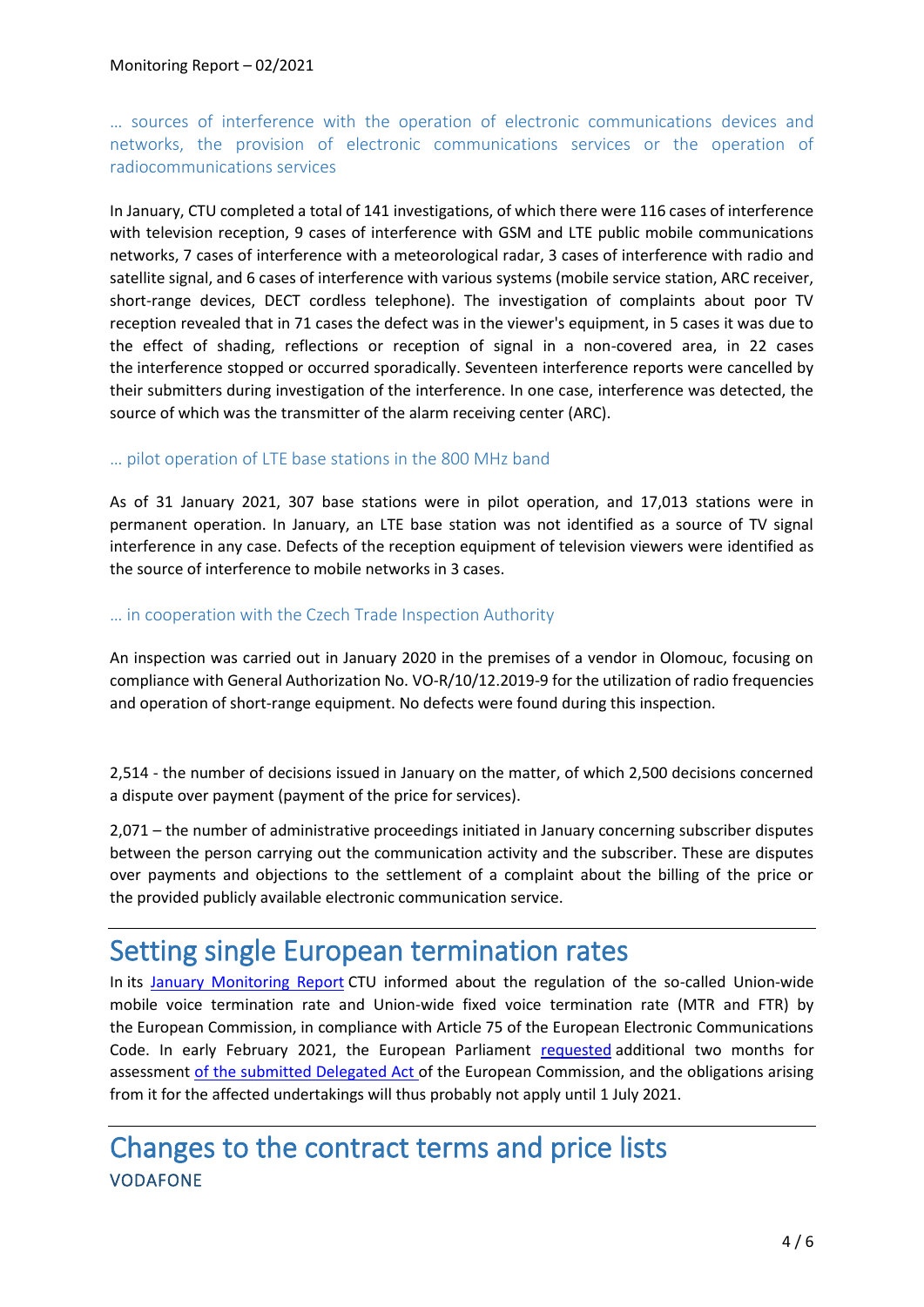### … sources of interference with the operation of electronic communications devices and networks, the provision of electronic communications services or the operation of radiocommunications services

In January, CTU completed a total of 141 investigations, of which there were 116 cases of interference with television reception, 9 cases of interference with GSM and LTE public mobile communications networks, 7 cases of interference with a meteorological radar, 3 cases of interference with radio and satellite signal, and 6 cases of interference with various systems (mobile service station, ARC receiver, short-range devices, DECT cordless telephone). The investigation of complaints about poor TV reception revealed that in 71 cases the defect was in the viewer's equipment, in 5 cases it was due to the effect of shading, reflections or reception of signal in a non-covered area, in 22 cases the interference stopped or occurred sporadically. Seventeen interference reports were cancelled by their submitters during investigation of the interference. In one case, interference was detected, the source of which was the transmitter of the alarm receiving center (ARC).

### … pilot operation of LTE base stations in the 800 MHz band

As of 31 January 2021, 307 base stations were in pilot operation, and 17,013 stations were in permanent operation. In January, an LTE base station was not identified as a source of TV signal interference in any case. Defects of the reception equipment of television viewers were identified as the source of interference to mobile networks in 3 cases.

### … in cooperation with the Czech Trade Inspection Authority

An inspection was carried out in January 2020 in the premises of a vendor in Olomouc, focusing on compliance with General Authorization No. VO-R/10/12.2019-9 for the utilization of radio frequencies and operation of short-range equipment. No defects were found during this inspection.

2,514 - the number of decisions issued in January on the matter, of which 2,500 decisions concerned a dispute over payment (payment of the price for services).

2,071 – the number of administrative proceedings initiated in January concerning subscriber disputes between the person carrying out the communication activity and the subscriber. These are disputes over payments and objections to the settlement of a complaint about the billing of the price or the provided publicly available electronic communication service.

# Setting single European termination rates

In its January Monitoring Report CTU informed about the regulation of the so-called Union-wide mobile voice termination rate and Union-wide fixed voice termination rate (MTR and FTR) by the European Commission, in compliance with Article 75 of the European Electronic Communications Code. In early February 2021, the European Parliament requested additional two months for assessment of the submitted Delegated Act of the European Commission, and the obligations arising from it for the affected undertakings will thus probably not apply until 1 July 2021.

# Changes to the contract terms and price lists

## VODAFONE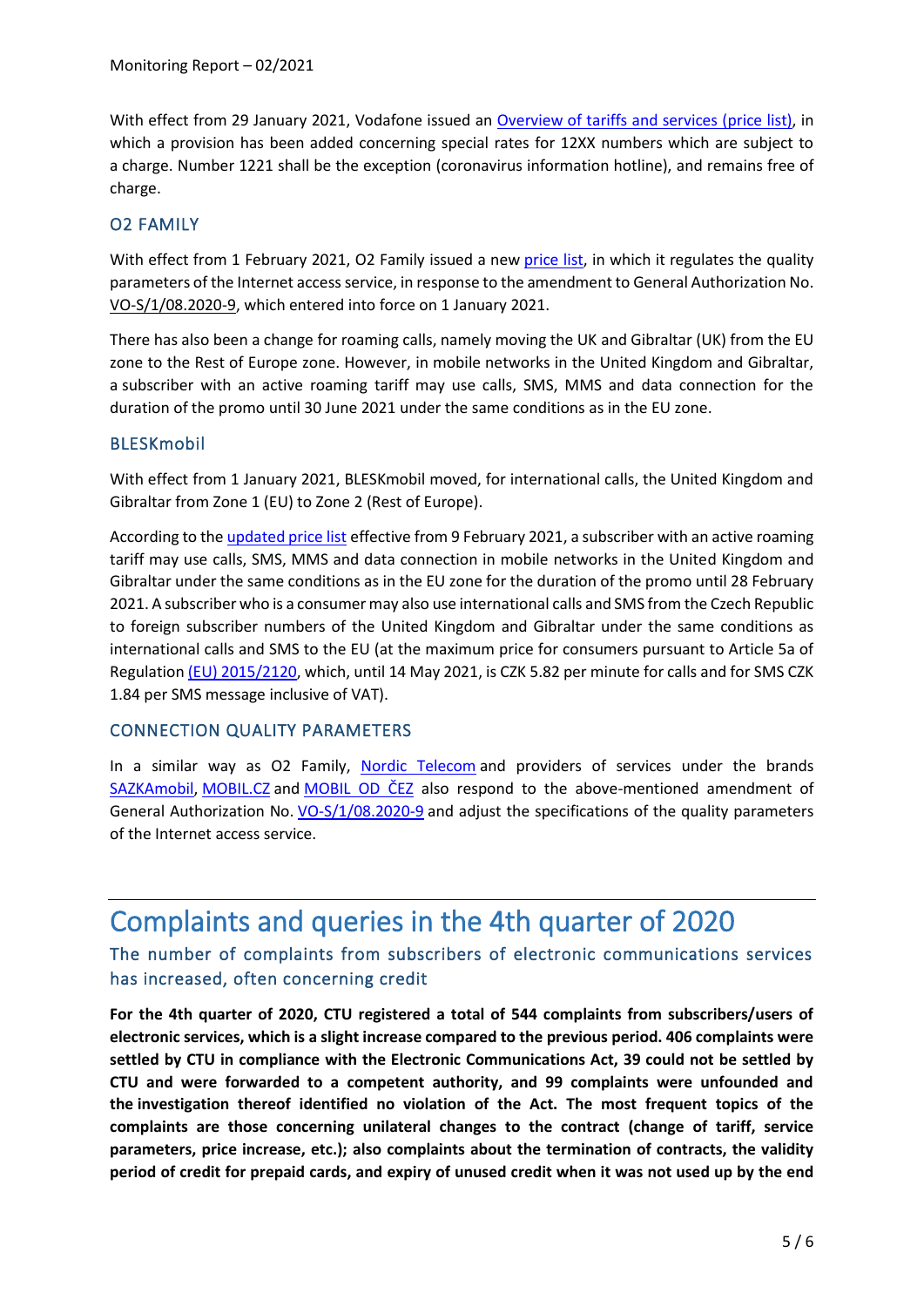With effect from 29 January 2021, Vodafone issued an Overview of tariffs and services (price list), in which a provision has been added concerning special rates for 12XX numbers which are subject to a charge. Number 1221 shall be the exception (coronavirus information hotline), and remains free of charge.

### O2 FAMILY

With effect from 1 February 2021, O2 Family issued a new price list, in which it regulates the quality parameters of the Internet access service, in response to the amendment to General Authorization No. VO-S/1/08.2020-9, which entered into force on 1 January 2021.

There has also been a change for roaming calls, namely moving the UK and Gibraltar (UK) from the EU zone to the Rest of Europe zone. However, in mobile networks in the United Kingdom and Gibraltar, a subscriber with an active roaming tariff may use calls, SMS, MMS and data connection for the duration of the promo until 30 June 2021 under the same conditions as in the EU zone.

### BLESKmobil

With effect from 1 January 2021, BLESKmobil moved, for international calls, the United Kingdom and Gibraltar from Zone 1 (EU) to Zone 2 (Rest of Europe).

According to the updated price list effective from 9 February 2021, a subscriber with an active roaming tariff may use calls, SMS, MMS and data connection in mobile networks in the United Kingdom and Gibraltar under the same conditions as in the EU zone for the duration of the promo until 28 February 2021. A subscriber who is a consumer may also use international calls and SMS from the Czech Republic to foreign subscriber numbers of the United Kingdom and Gibraltar under the same conditions as international calls and SMS to the EU (at the maximum price for consumers pursuant to Article 5a of Regulation (EU) 2015/2120, which, until 14 May 2021, is CZK 5.82 per minute for calls and for SMS CZK 1.84 per SMS message inclusive of VAT).

### CONNECTION QUALITY PARAMETERS

In a similar way as O2 Family, Nordic Telecom and providers of services under the brands SAZKAmobil, MOBIL.CZ and MOBIL OD ČEZ also respond to the above-mentioned amendment of General Authorization No. VO-S/1/08.2020-9 and adjust the specifications of the quality parameters of the Internet access service.

# Complaints and queries in the 4th quarter of 2020

## The number of complaints from subscribers of electronic communications services has increased, often concerning credit

**For the 4th quarter of 2020, CTU registered a total of 544 complaints from subscribers/users of electronic services, which is a slight increase compared to the previous period. 406 complaints were settled by CTU in compliance with the Electronic Communications Act, 39 could not be settled by CTU and were forwarded to a competent authority, and 99 complaints were unfounded and the investigation thereof identified no violation of the Act. The most frequent topics of the complaints are those concerning unilateral changes to the contract (change of tariff, service parameters, price increase, etc.); also complaints about the termination of contracts, the validity period of credit for prepaid cards, and expiry of unused credit when it was not used up by the end**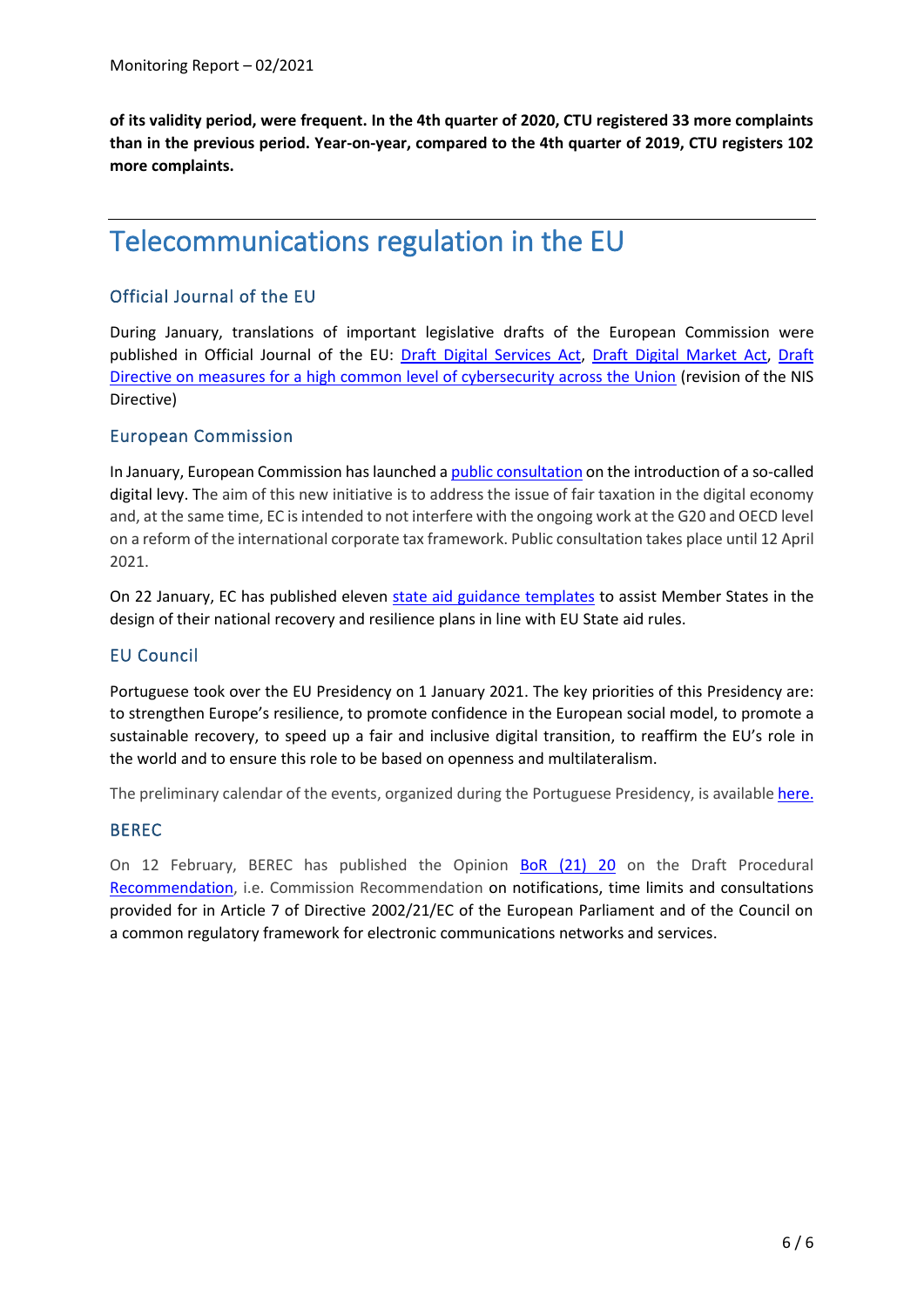**of its validity period, were frequent. In the 4th quarter of 2020, CTU registered 33 more complaints than in the previous period. Year-on-year, compared to the 4th quarter of 2019, CTU registers 102 more complaints.**

# Telecommunications regulation in the EU

## Official Journal of the EU

During January, translations of important legislative drafts of the European Commission were published in Official Journal of the EU: Draft Digital Services Act, Draft Digital Market Act, Draft Directive on measures for a high common level of cybersecurity across the Union (revision of the NIS Directive)

## European Commission

In January, European Commission has launched a public consultation on the introduction of a so-called digital levy. The aim of this new initiative is to address the issue of fair taxation in the digital economy and, at the same time, EC is intended to not interfere with the ongoing work at the G20 and OECD level on a reform of the international corporate tax framework. Public consultation takes place until 12 April 2021.

On 22 January, EC has published eleven state aid guidance templates to assist Member States in the design of their national recovery and resilience plans in line with EU State aid rules.

## EU Council

Portuguese took over the EU Presidency on 1 January 2021. The key priorities of this Presidency are: to strengthen Europe's resilience, to promote confidence in the European social model, to promote a sustainable recovery, to speed up a fair and inclusive digital transition, to reaffirm the EU's role in the world and to ensure this role to be based on openness and multilateralism.

The preliminary calendar of the events, organized during the Portuguese Presidency, is available here.

## BEREC

On 12 February, BEREC has published the Opinion BoR (21) 20 on the Draft Procedural Recommendation, i.e. Commission Recommendation on notifications, time limits and consultations provided for in Article 7 of Directive 2002/21/EC of the European Parliament and of the Council on a common regulatory framework for electronic communications networks and services.